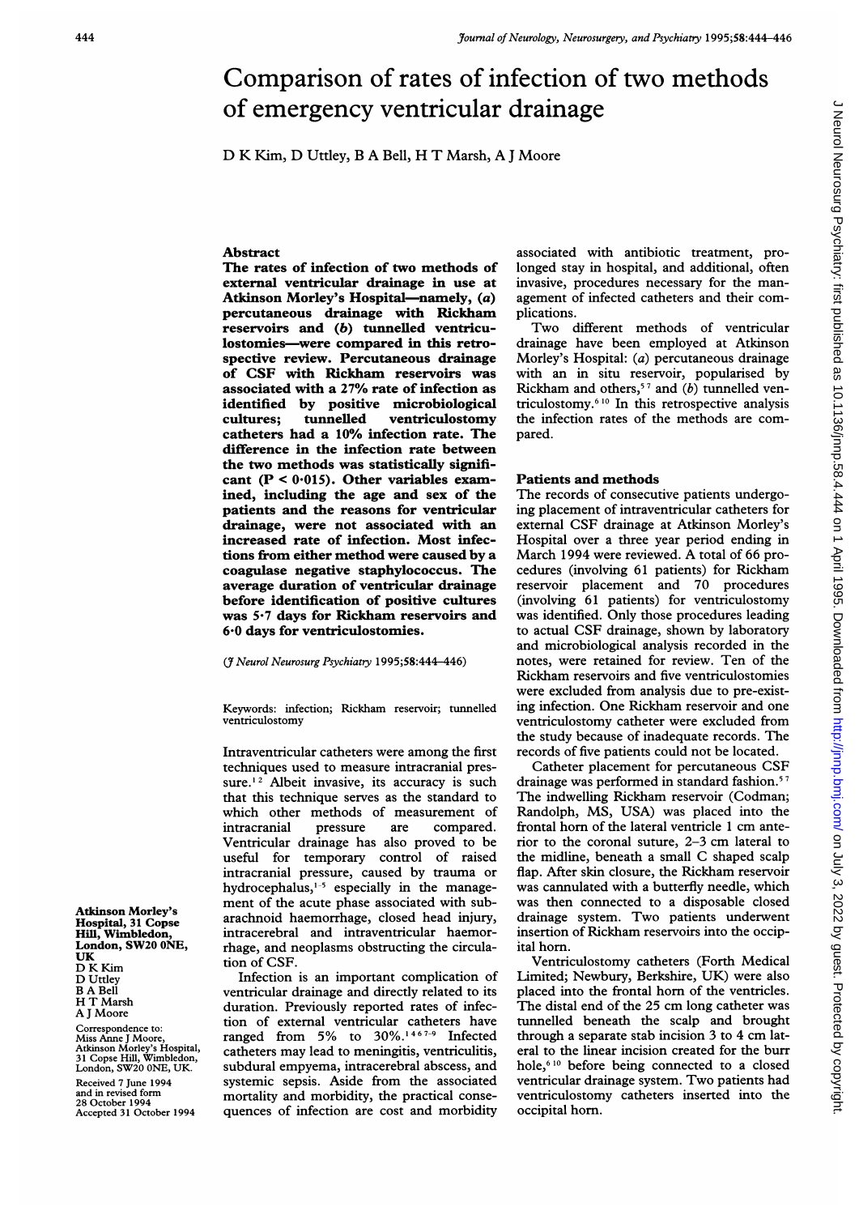# Comparison of rates of infection of two methods of emergency ventricular drainage

D K Kim, D Uttley, B A Bell, H T Marsh, A J Moore

## Abstract

**The rates of infection of two methods of external ventricular drainage in use at Atkinson Morley's Hospital—namely, (*a*) percutaneous drainage with Rickham reservoirs and (*b*) tunnelled ventriculostomies—were compared in this retrospective review. Percutaneous drainage of CSF with Rickham reservoirs was associated with a 27% rate of infection as identified by positive microbiological cultures; tunnelled ventriculostomy catheters had a 10% infection rate. The difference in the infection rate between the two methods was statistically significant ($P < 0.015$). Other variables examined, including the age and sex of the patients and the reasons for ventricular drainage, were not associated with an increased rate of infection. Most infections from either method were caused by a coagulase negative staphylococcus. The average duration of ventricular drainage before identification of positive cultures was 5·7 days for Rickham reservoirs and 6·0 days for ventriculostomies.**

(*J Neurol Neurosurg Psychiatry* 1995;58:444–446)

Keywords: infection; Rickham reservoir; tunnelled ventriculostomy

Intraventricular catheters were among the first techniques used to measure intracranial pressure.[1,2] Albeit invasive, its accuracy is such that this technique serves as the standard to which other methods of measurement of intracranial pressure are compared. Ventricular drainage has also proved to be useful for temporary control of raised intracranial pressure, caused by trauma or hydrocephalus,[1–5] especially in the management of the acute phase associated with subarachnoid haemorrhage, closed head injury, intracerebral and intraventricular haemorrhage, and neoplasms obstructing the circulation of CSF.

Infection is an important complication of ventricular drainage and directly related to its duration. Previously reported rates of infection of external ventricular catheters have ranged from 5% to 30%.[1,4,6,7–9] Infected catheters may lead to meningitis, ventriculitis, subdural empyema, intracerebral abscess, and systemic sepsis. Aside from the associated mortality and morbidity, the practical consequences of infection are cost and morbidity associated with antibiotic treatment, prolonged stay in hospital, and additional, often invasive, procedures necessary for the management of infected catheters and their complications.

Two different methods of ventricular drainage have been employed at Atkinson Morley's Hospital: (*a*) percutaneous drainage with an in situ reservoir, popularised by Rickham and others,[5,7] and (*b*) tunnelled ventriculostomy.[6,10] In this retrospective analysis the infection rates of the methods are compared.

Atkinson Morley's Hospital, 31 Copse Hill, Wimbledon, London, SW20 0NE, UK
D K Kim
D Uttley
B A Bell
H T Marsh
A J Moore

Correspondence to: Miss Anne J Moore, Atkinson Morley's Hospital, 31 Copse Hill, Wimbledon, London, SW20 0NE, UK.

Received 7 June 1994 and in revised form 28 October 1994
Accepted 31 October 1994

## Patients and methods

The records of consecutive patients undergoing placement of intraventricular catheters for external CSF drainage at Atkinson Morley's Hospital over a three year period ending in March 1994 were reviewed. A total of 66 procedures (involving 61 patients) for Rickham reservoir placement and 70 procedures (involving 61 patients) for ventriculostomy was identified. Only those procedures leading to actual CSF drainage, shown by laboratory and microbiological analysis recorded in the notes, were retained for review. Ten of the Rickham reservoirs and five ventriculostomies were excluded from analysis due to pre-existing infection. One Rickham reservoir and one ventriculostomy catheter were excluded from the study because of inadequate records. The records of five patients could not be located.

Catheter placement for percutaneous CSF drainage was performed in standard fashion.[5,7] The indwelling Rickham reservoir (Codman; Randolph, MS, USA) was placed into the frontal horn of the lateral ventricle 1 cm anterior to the coronal suture, 2–3 cm lateral to the midline, beneath a small C shaped scalp flap. After skin closure, the Rickham reservoir was cannulated with a butterfly needle, which was then connected to a disposable closed drainage system. Two patients underwent insertion of Rickham reservoirs into the occipital horn.

Ventriculostomy catheters (Forth Medical Limited; Newbury, Berkshire, UK) were also placed into the frontal horn of the ventricles. The distal end of the 25 cm long catheter was tunnelled beneath the scalp and brought through a separate stab incision 3 to 4 cm lateral to the linear incision created for the burr hole,[6,10] before being connected to a closed ventricular drainage system. Two patients had ventriculostomy catheters inserted into the occipital horn.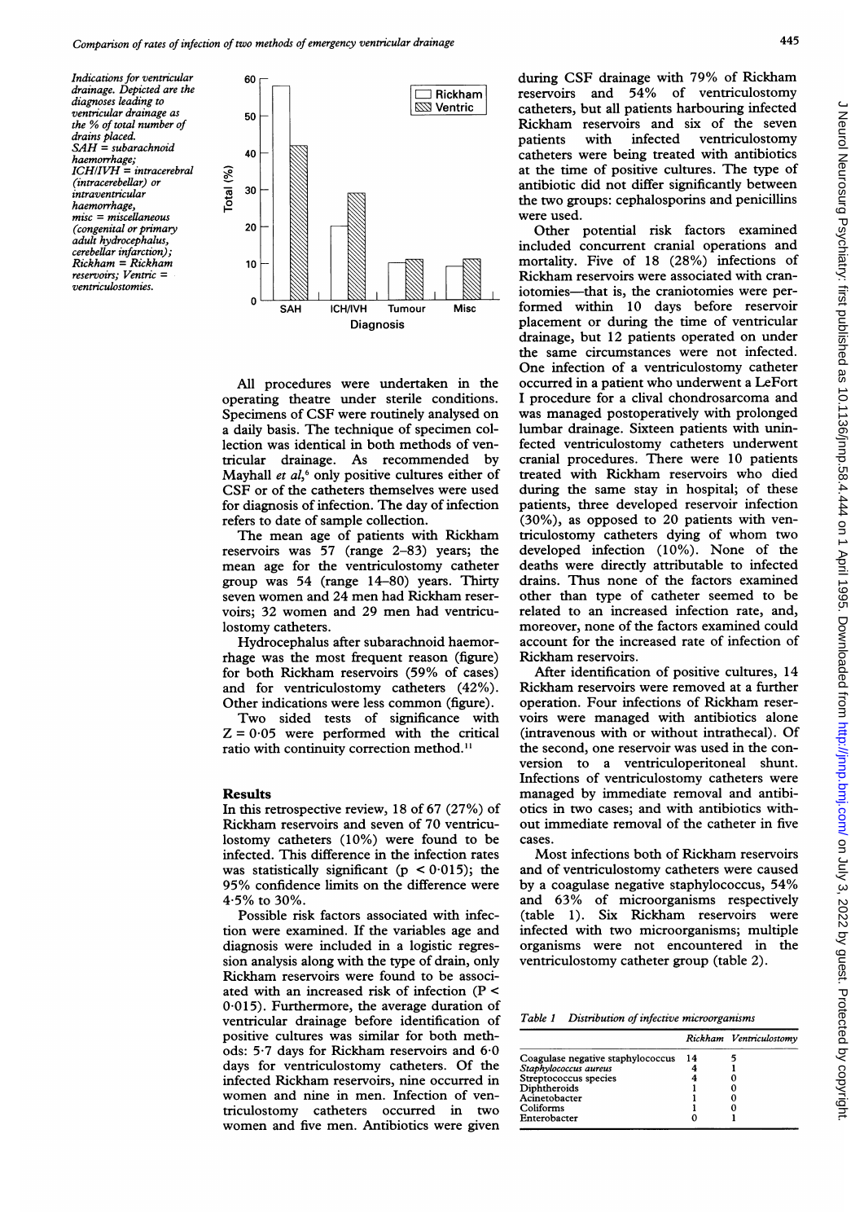*Indications for ventricular drainage. Depicted are the diagnoses leading to ventricular drainage as the % of total number of drains placed. SAH = subarachnoid haemorrhage; ICH/IVH = intracerebral (intracerebellar) or intraventricular haemorrhage, misc = miscellaneous (congenital or primary adult hydrocephalus, cerebellar infarction); Rickham = Rickham reservoirs; Ventric = ventriculostomies.*

All procedures were undertaken in the operating theatre under sterile conditions. Specimens of CSF were routinely analysed on a daily basis. The technique of specimen collection was identical in both methods of ventricular drainage. As recommended by Mayhall *et al*,[6] only positive cultures either of CSF or of the catheters themselves were used for diagnosis of infection. The day of infection refers to date of sample collection.

The mean age of patients with Rickham reservoirs was 57 (range 2–83) years; the mean age for the ventriculostomy catheter group was 54 (range 14–80) years. Thirty seven women and 24 men had Rickham reservoirs; 32 women and 29 men had ventriculostomy catheters.

Hydrocephalus after subarachnoid haemorrhage was the most frequent reason (figure) for both Rickham reservoirs (59% of cases) and for ventriculostomy catheters (42%). Other indications were less common (figure).

Two sided tests of significance with $Z = 0{\cdot}05$ were performed with the critical ratio with continuity correction method.[11]

## Results

In this retrospective review, 18 of 67 (27%) of Rickham reservoirs and seven of 70 ventriculostomy catheters (10%) were found to be infected. This difference in the infection rates was statistically significant ($p < 0{\cdot}015$); the 95% confidence limits on the difference were 4·5% to 30%.

Possible risk factors associated with infection were examined. If the variables age and diagnosis were included in a logistic regression analysis along with the type of drain, only Rickham reservoirs were found to be associated with an increased risk of infection ($P < 0{\cdot}015$). Furthermore, the average duration of ventricular drainage before identification of positive cultures was similar for both methods: 5·7 days for Rickham reservoirs and 6·0 days for ventriculostomy catheters. Of the infected Rickham reservoirs, nine occurred in women and nine in men. Infection of ventriculostomy catheters occurred in two women and five men. Antibiotics were given during CSF drainage with 79% of Rickham reservoirs and 54% of ventriculostomy catheters, but all patients harbouring infected Rickham reservoirs and six of the seven patients with infected ventriculostomy catheters were being treated with antibiotics at the time of positive cultures. The type of antibiotic did not differ significantly between the two groups: cephalosporins and penicillins were used.

Other potential risk factors examined included concurrent cranial operations and mortality. Five of 18 (28%) infections of Rickham reservoirs were associated with craniotomies—that is, the craniotomies were performed within 10 days before reservoir placement or during the time of ventricular drainage, but 12 patients operated on under the same circumstances were not infected. One infection of a ventriculostomy catheter occurred in a patient who underwent a LeFort I procedure for a clival chondrosarcoma and was managed postoperatively with prolonged lumbar drainage. Sixteen patients with uninfected ventriculostomy catheters underwent cranial procedures. There were 10 patients treated with Rickham reservoirs who died during the same stay in hospital; of these patients, three developed reservoir infection (30%), as opposed to 20 patients with ventriculostomy catheters dying of whom two developed infection (10%). None of the deaths were directly attributable to infected drains. Thus none of the factors examined other than type of catheter seemed to be related to an increased infection rate, and, moreover, none of the factors examined could account for the increased rate of infection of Rickham reservoirs.

After identification of positive cultures, 14 Rickham reservoirs were removed at a further operation. Four infections of Rickham reservoirs were managed with antibiotics alone (intravenous with or without intrathecal). Of the second, one reservoir was used in the conversion to a ventriculoperitoneal shunt. Infections of ventriculostomy catheters were managed by immediate removal and antibiotics in two cases; and with antibiotics without immediate removal of the catheter in five cases.

Most infections both of Rickham reservoirs and of ventriculostomy catheters were caused by a coagulase negative staphylococcus, 54% and 63% of microorganisms respectively (table 1). Six Rickham reservoirs were infected with two microorganisms; multiple organisms were not encountered in the ventriculostomy catheter group (table 2).

Table 1 Distribution of infective microorganisms

| | Rickham | Ventriculostomy |
|---|---|---|
| Coagulase negative staphylococcus | 14 | 5 |
| *Staphylococcus aureus* | 4 | 1 |
| Streptococcus species | 4 | 0 |
| Diphtheroids | 1 | 0 |
| Acinetobacter | 1 | 0 |
| Coliforms | 1 | 0 |
| Enterobacter | 0 | 1 |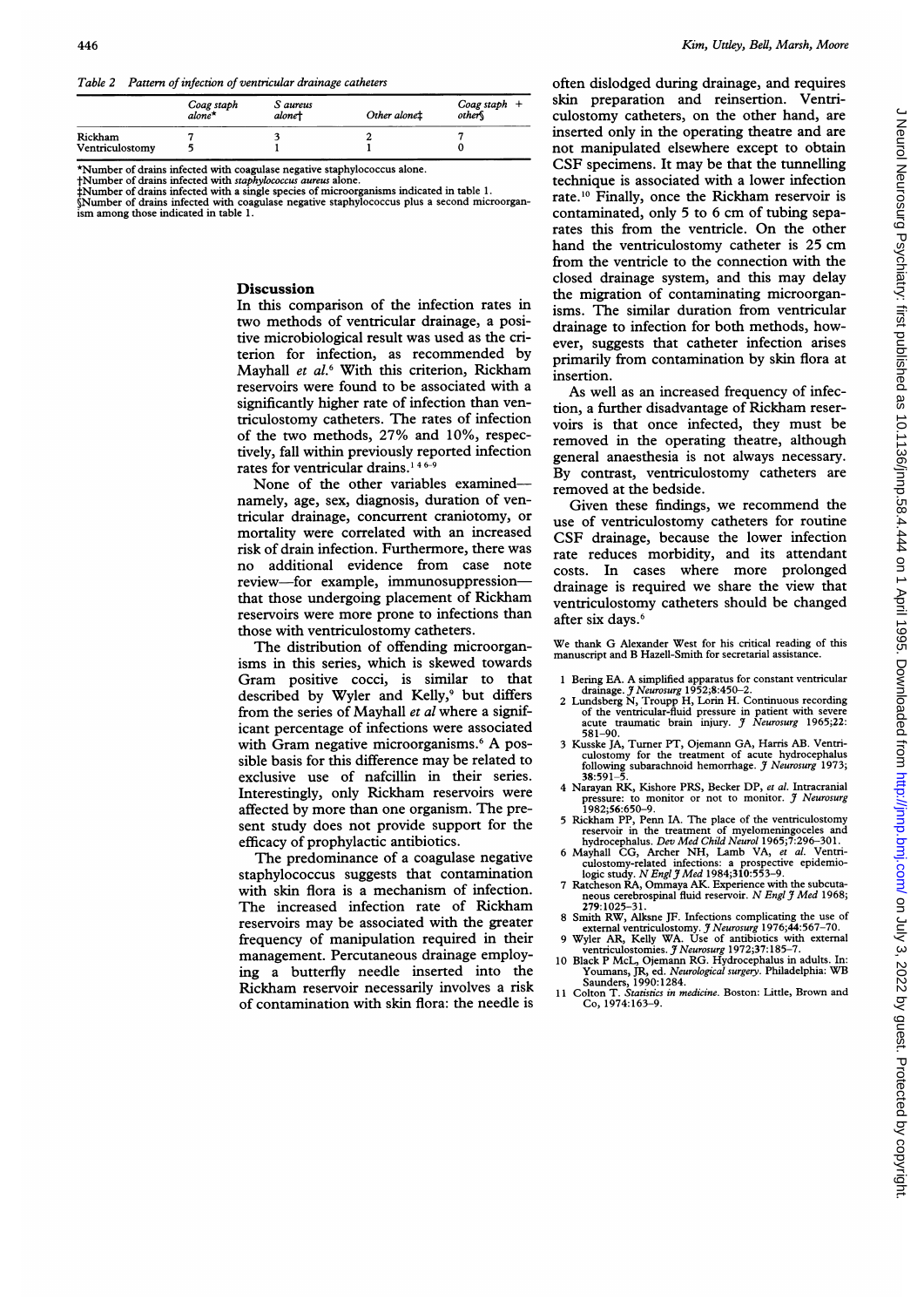Table 2 Pattern of infection of ventricular drainage catheters

| | Coag staph alone* | S aureus alone† | Other alone‡ | Coag staph + other§ |
|---|---|---|---|---|
| Rickham | 7 | 3 | 2 | 7 |
| Ventriculostomy | 5 | 1 | 1 | 0 |

*Number of drains infected with coagulase negative staphylococcus alone.
†Number of drains infected with *staphylococcus aureus* alone.
‡Number of drains infected with a single species of microorganisms indicated in table 1.
§Number of drains infected with coagulase negative staphylococcus plus a second microorganism among those indicated in table 1.

## Discussion

In this comparison of the infection rates in two methods of ventricular drainage, a positive microbiological result was used as the criterion for infection, as recommended by Mayhall *et al*.[6] With this criterion, Rickham reservoirs were found to be associated with a significantly higher rate of infection than ventriculostomy catheters. The rates of infection of the two methods, 27% and 10%, respectively, fall within previously reported infection rates for ventricular drains.[1 4 6–9]

None of the other variables examined—namely, age, sex, diagnosis, duration of ventricular drainage, concurrent craniotomy, or mortality were correlated with an increased risk of drain infection. Furthermore, there was no additional evidence from case note review—for example, immunosuppression—that those undergoing placement of Rickham reservoirs were more prone to infections than those with ventriculostomy catheters.

The distribution of offending microorganisms in this series, which is skewed towards Gram positive cocci, is similar to that described by Wyler and Kelly,[9] but differs from the series of Mayhall *et al* where a significant percentage of infections were associated with Gram negative microorganisms.[6] A possible basis for this difference may be related to exclusive use of nafcillin in their series. Interestingly, only Rickham reservoirs were affected by more than one organism. The present study does not provide support for the efficacy of prophylactic antibiotics.

The predominance of a coagulase negative staphylococcus suggests that contamination with skin flora is a mechanism of infection. The increased infection rate of Rickham reservoirs may be associated with the greater frequency of manipulation required in their management. Percutaneous drainage employing a butterfly needle inserted into the Rickham reservoir necessarily involves a risk of contamination with skin flora: the needle is often dislodged during drainage, and requires skin preparation and reinsertion. Ventriculostomy catheters, on the other hand, are inserted only in the operating theatre and are not manipulated elsewhere except to obtain CSF specimens. It may be that the tunnelling technique is associated with a lower infection rate.[10] Finally, once the Rickham reservoir is contaminated, only 5 to 6 cm of tubing separates this from the ventricle. On the other hand the ventriculostomy catheter is 25 cm from the ventricle to the connection with the closed drainage system, and this may delay the migration of contaminating microorganisms. The similar duration from ventricular drainage to infection for both methods, however, suggests that catheter infection arises primarily from contamination by skin flora at insertion.

As well as an increased frequency of infection, a further disadvantage of Rickham reservoirs is that once infected, they must be removed in the operating theatre, although general anaesthesia is not always necessary. By contrast, ventriculostomy catheters are removed at the bedside.

Given these findings, we recommend the use of ventriculostomy catheters for routine CSF drainage, because the lower infection rate reduces morbidity, and its attendant costs. In cases where more prolonged drainage is required we share the view that ventriculostomy catheters should be changed after six days.[6]

We thank G Alexander West for his critical reading of this manuscript and B Hazell-Smith for secretarial assistance.

1 Bering EA. A simplified apparatus for constant ventricular drainage. *J Neurosurg* 1952;8:450–2.
2 Lundsberg N, Troupp H, Lorin H. Continuous recording of the ventricular-fluid pressure in patient with severe acute traumatic brain injury. *J Neurosurg* 1965;22:581–90.
3 Kusske JA, Turner PT, Ojemann GA, Harris AB. Ventriculostomy for the treatment of acute hydrocephalus following subarachnoid hemorrhage. *J Neurosurg* 1973;38:591–5.
4 Narayan RK, Kishore PRS, Becker DP, *et al*. Intracranial pressure: to monitor or not to monitor. *J Neurosurg* 1982;56:650–9.
5 Rickham PP, Penn IA. The place of the ventriculostomy reservoir in the treatment of myelomeningoceles and hydrocephalus. *Dev Med Child Neurol* 1965;7:296–301.
6 Mayhall CG, Archer NH, Lamb VA, *et al*. Ventriculostomy-related infections: a prospective epidemiologic study. *N Engl J Med* 1984;310:553–9.
7 Ratcheson RA, Ommaya AK. Experience with the subcutaneous cerebrospinal fluid reservoir. *N Engl J Med* 1968;279:1025–31.
8 Smith RW, Alksne JF. Infections complicating the use of external ventriculostomy. *J Neurosurg* 1976;44:567–70.
9 Wyler AR, Kelly WA. Use of antibiotics with external ventriculostomies. *J Neurosurg* 1972;37:185–7.
10 Black P McL, Ojemann RG. Hydrocephalus in adults. In: Youmans, JR, ed. *Neurological surgery*. Philadelphia: WB Saunders, 1990:1284.
11 Colton T. *Statistics in medicine*. Boston: Little, Brown and Co, 1974:163–9.